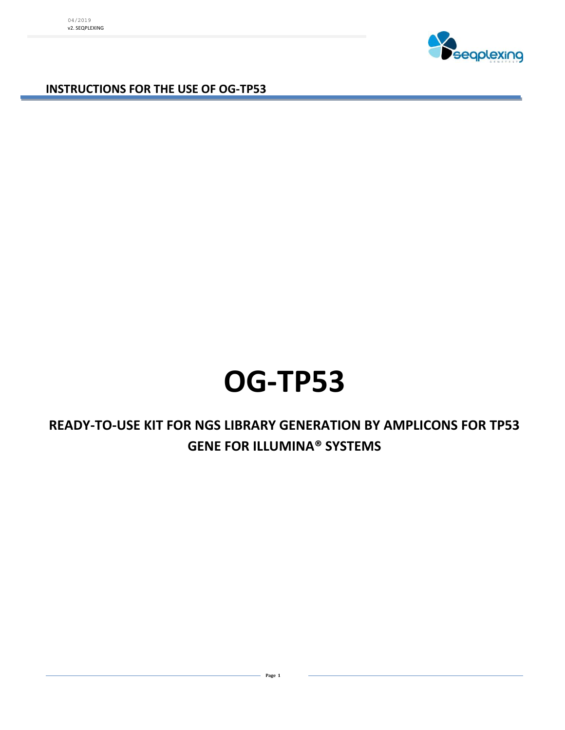# INSTRUCTIONS FOR THE USE OF OG-TP53

# OG-TP53

## READY-TO-USE KIT FOR NGS LIBRARY GENERATION BY AMPLICONS FOR TP53 GENE FOR ILLUMINA® SYSTEMS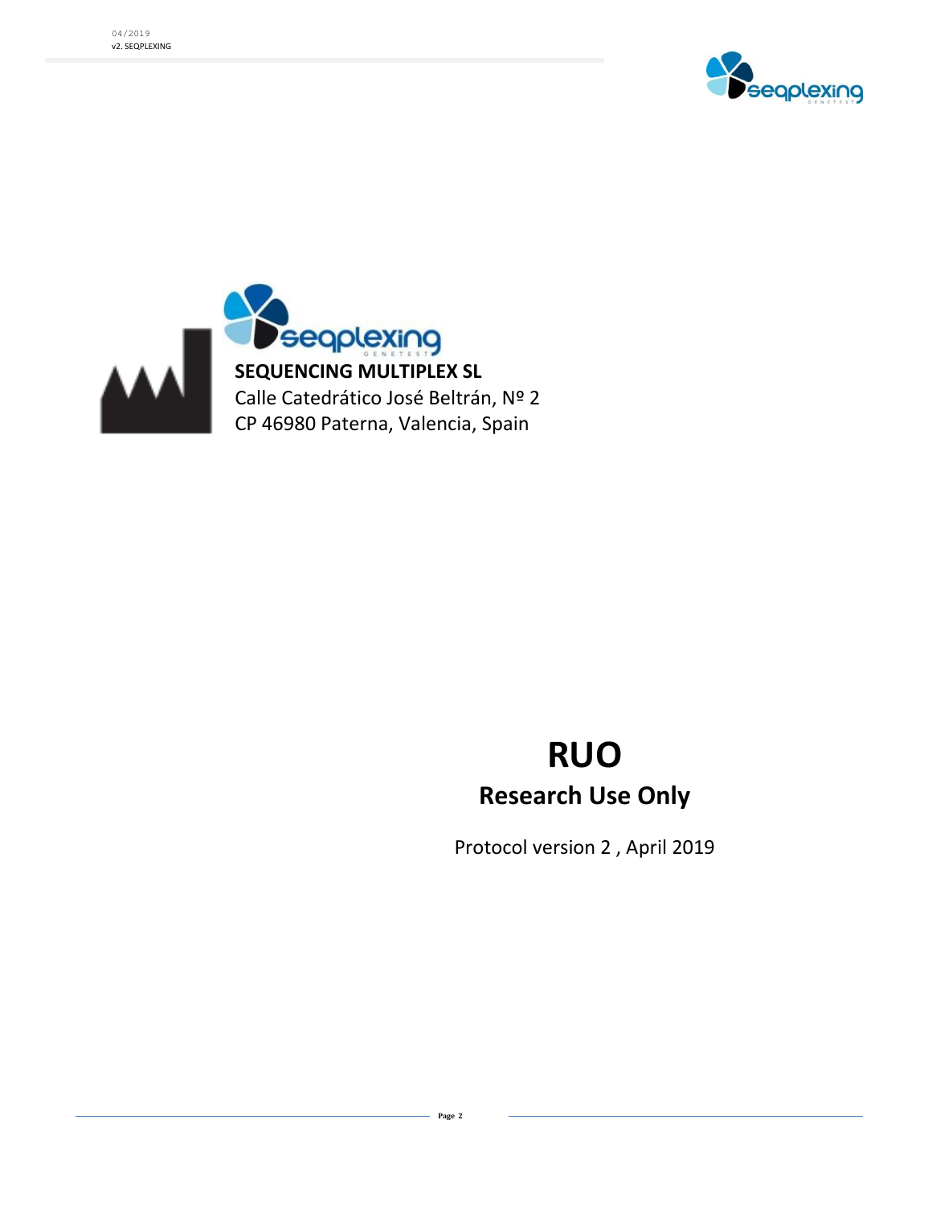**SEQUENCING MULTIPLEX SL**
Calle Catedrático José Beltrán, Nº 2
CP 46980 Paterna, Valencia, Spain

# RUO

## Research Use Only

Protocol version 2 , April 2019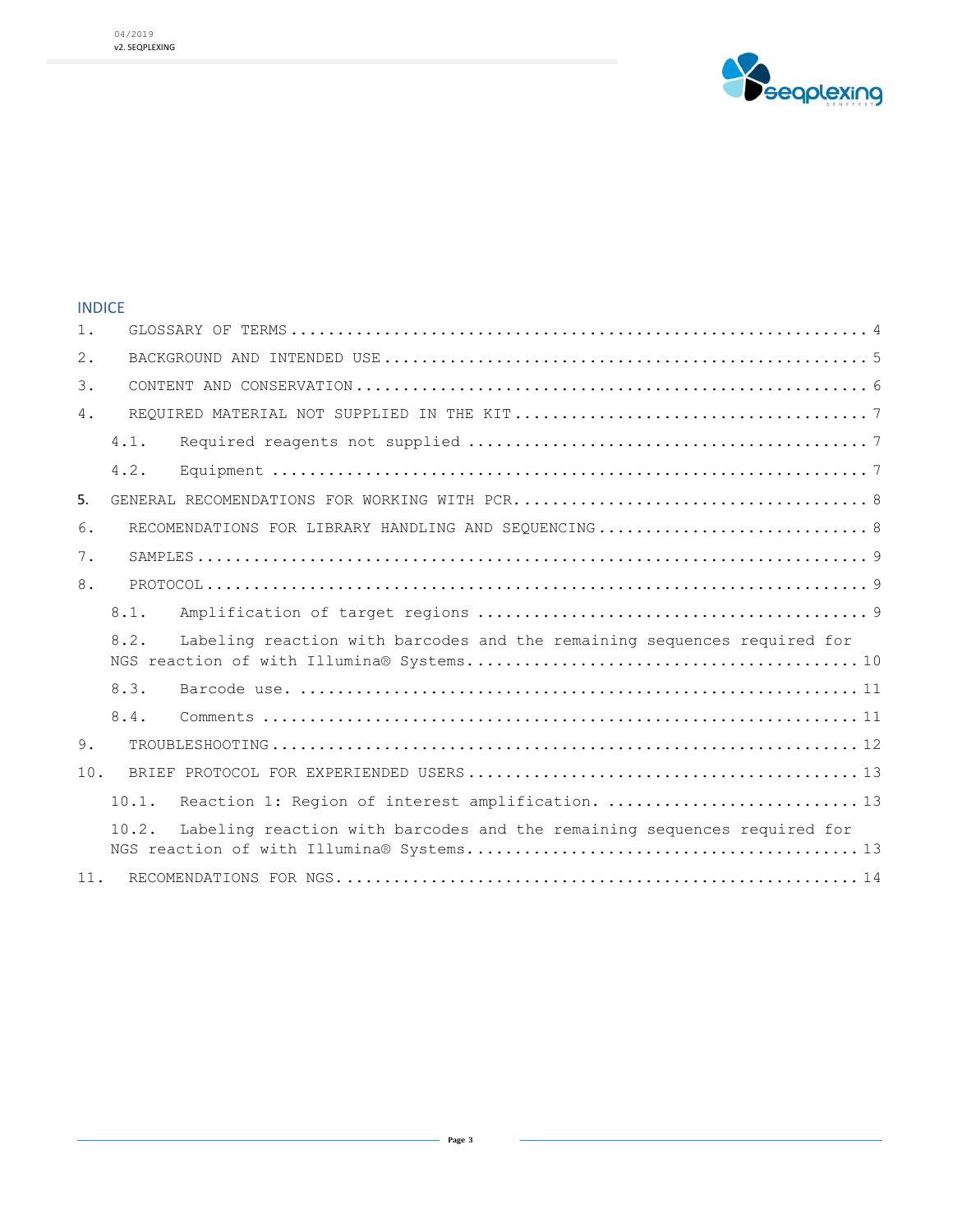## INDICE

1. GLOSSARY OF TERMS .................................................................... 4
2. BACKGROUND AND INTENDED USE ................................................ 5
3. CONTENT AND CONSERVATION ........................................................ 6
4. REQUIRED MATERIAL NOT SUPPLIED IN THE KIT .............................. 7
   - 4.1. Required reagents not supplied ............................................ 7
   - 4.2. Equipment .......................................................................... 7
5. GENERAL RECOMENDATIONS FOR WORKING WITH PCR ...................... 8
6. RECOMENDATIONS FOR LIBRARY HANDLING AND SEQUENCING ............ 8
7. SAMPLES ..................................................................................... 9
8. PROTOCOL ................................................................................... 9
   - 8.1. Amplification of target regions ............................................ 9
   - 8.2. Labeling reaction with barcodes and the remaining sequences required for NGS reaction of with Illumina® Systems ........................................ 10
   - 8.3. Barcode use. ....................................................................... 11
   - 8.4. Comments ........................................................................... 11
9. TROUBLESHOOTING ....................................................................... 12
10. BRIEF PROTOCOL FOR EXPERIENDED USERS ...................................... 13
    - 10.1. Reaction 1: Region of interest amplification. ........................... 13
    - 10.2. Labeling reaction with barcodes and the remaining sequences required for NGS reaction of with Illumina® Systems ........................................ 13
11. RECOMENDATIONS FOR NGS ............................................................ 14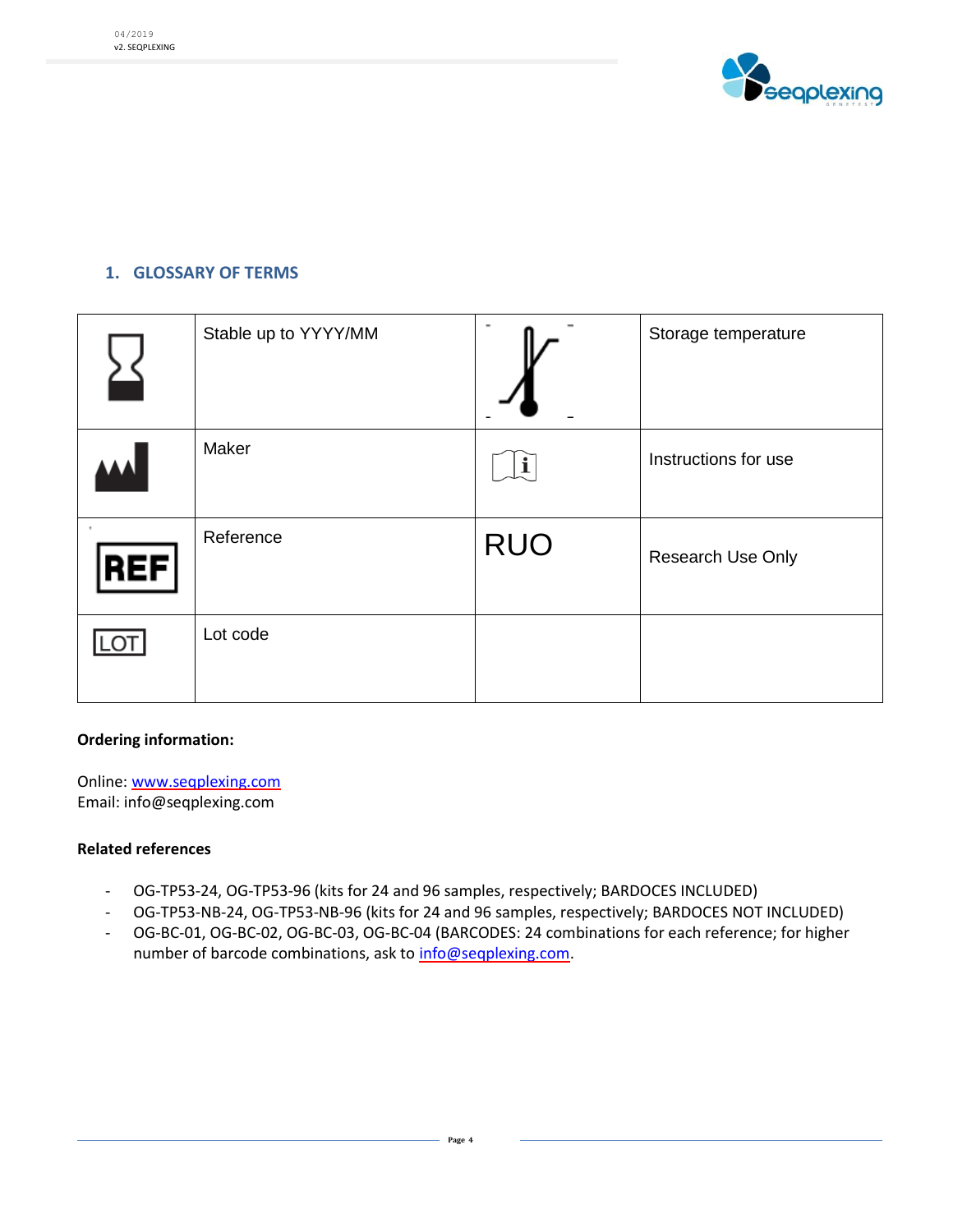## 1. GLOSSARY OF TERMS

| | | | |
|---|---|---|---|
| | Stable up to YYYY/MM | | Storage temperature |
| | Maker | | Instructions for use |
| REF | Reference | RUO | Research Use Only |
| LOT | Lot code | | |

**Ordering information:**

Online: www.seqplexing.com
Email: info@seqplexing.com

**Related references**

- OG-TP53-24, OG-TP53-96 (kits for 24 and 96 samples, respectively; BARDOCES INCLUDED)
- OG-TP53-NB-24, OG-TP53-NB-96 (kits for 24 and 96 samples, respectively; BARDOCES NOT INCLUDED)
- OG-BC-01, OG-BC-02, OG-BC-03, OG-BC-04 (BARCODES: 24 combinations for each reference; for higher number of barcode combinations, ask to info@seqplexing.com.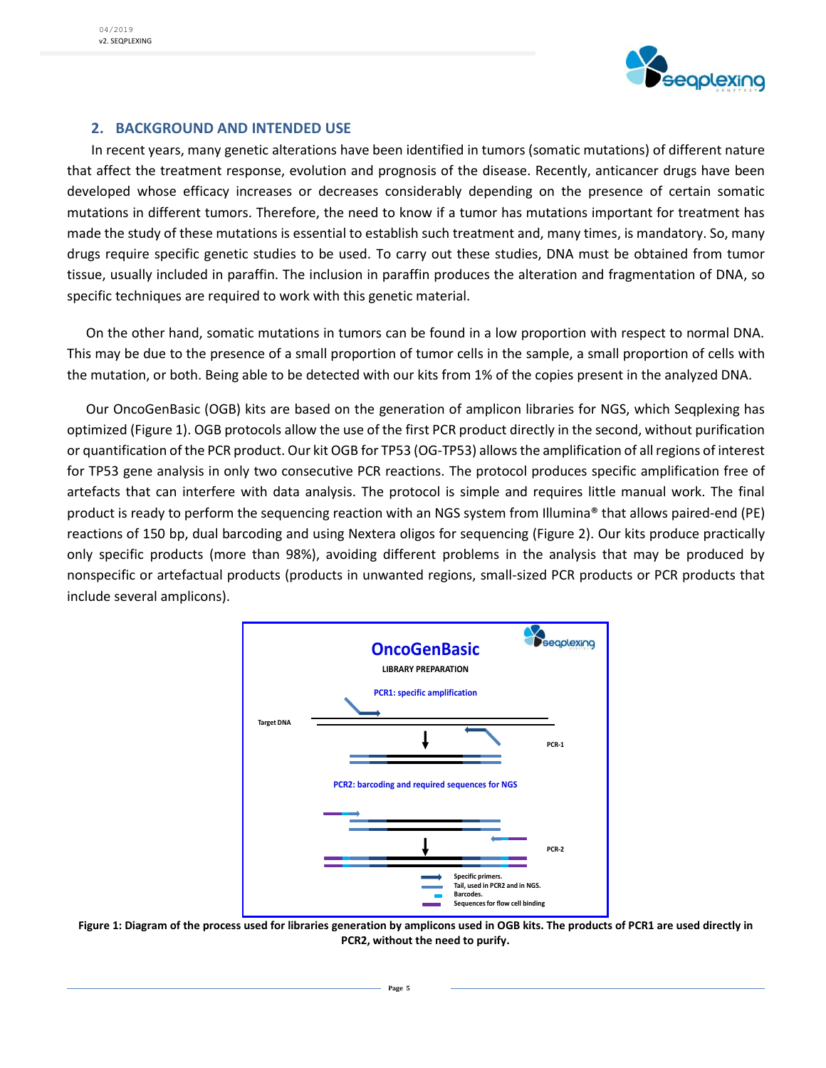## 2. BACKGROUND AND INTENDED USE

In recent years, many genetic alterations have been identified in tumors (somatic mutations) of different nature that affect the treatment response, evolution and prognosis of the disease. Recently, anticancer drugs have been developed whose efficacy increases or decreases considerably depending on the presence of certain somatic mutations in different tumors. Therefore, the need to know if a tumor has mutations important for treatment has made the study of these mutations is essential to establish such treatment and, many times, is mandatory. So, many drugs require specific genetic studies to be used. To carry out these studies, DNA must be obtained from tumor tissue, usually included in paraffin. The inclusion in paraffin produces the alteration and fragmentation of DNA, so specific techniques are required to work with this genetic material.

On the other hand, somatic mutations in tumors can be found in a low proportion with respect to normal DNA. This may be due to the presence of a small proportion of tumor cells in the sample, a small proportion of cells with the mutation, or both. Being able to be detected with our kits from 1% of the copies present in the analyzed DNA.

Our OncoGenBasic (OGB) kits are based on the generation of amplicon libraries for NGS, which Seqplexing has optimized (Figure 1). OGB protocols allow the use of the first PCR product directly in the second, without purification or quantification of the PCR product. Our kit OGB for TP53 (OG-TP53) allows the amplification of all regions of interest for TP53 gene analysis in only two consecutive PCR reactions. The protocol produces specific amplification free of artefacts that can interfere with data analysis. The protocol is simple and requires little manual work. The final product is ready to perform the sequencing reaction with an NGS system from Illumina® that allows paired-end (PE) reactions of 150 bp, dual barcoding and using Nextera oligos for sequencing (Figure 2). Our kits produce practically only specific products (more than 98%), avoiding different problems in the analysis that may be produced by nonspecific or artefactual products (products in unwanted regions, small-sized PCR products or PCR products that include several amplicons).

**OncoGenBasic**

**LIBRARY PREPARATION**

**PCR1: specific amplification**

Target DNA

PCR-1

**PCR2: barcoding and required sequences for NGS**

PCR-2

- Specific primers.
- Tail, used in PCR2 and in NGS.
- Barcodes.
- Sequences for flow cell binding

**Figure 1: Diagram of the process used for libraries generation by amplicons used in OGB kits. The products of PCR1 are used directly in PCR2, without the need to purify.**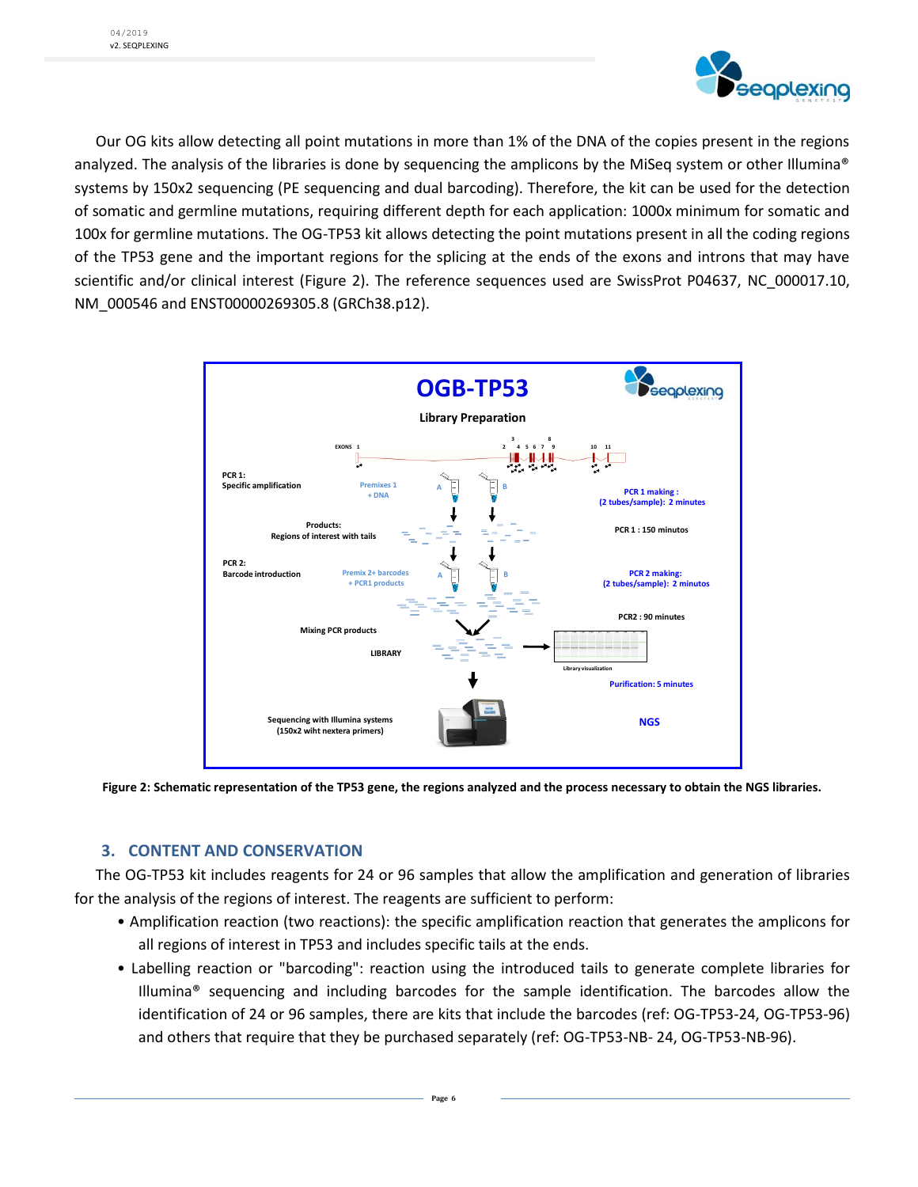Our OG kits allow detecting all point mutations in more than 1% of the DNA of the copies present in the regions analyzed. The analysis of the libraries is done by sequencing the amplicons by the MiSeq system or other Illumina® systems by 150x2 sequencing (PE sequencing and dual barcoding). Therefore, the kit can be used for the detection of somatic and germline mutations, requiring different depth for each application: 1000x minimum for somatic and 100x for germline mutations. The OG-TP53 kit allows detecting the point mutations present in all the coding regions of the TP53 gene and the important regions for the splicing at the ends of the exons and introns that may have scientific and/or clinical interest (Figure 2). The reference sequences used are SwissProt P04637, NC_000017.10, NM_000546 and ENST00000269305.8 (GRCh38.p12).

**Figure 2: Schematic representation of the TP53 gene, the regions analyzed and the process necessary to obtain the NGS libraries.**

## 3. CONTENT AND CONSERVATION

The OG-TP53 kit includes reagents for 24 or 96 samples that allow the amplification and generation of libraries for the analysis of the regions of interest. The reagents are sufficient to perform:

- Amplification reaction (two reactions): the specific amplification reaction that generates the amplicons for all regions of interest in TP53 and includes specific tails at the ends.
- Labelling reaction or "barcoding": reaction using the introduced tails to generate complete libraries for Illumina® sequencing and including barcodes for the sample identification. The barcodes allow the identification of 24 or 96 samples, there are kits that include the barcodes (ref: OG-TP53-24, OG-TP53-96) and others that require that they be purchased separately (ref: OG-TP53-NB- 24, OG-TP53-NB-96).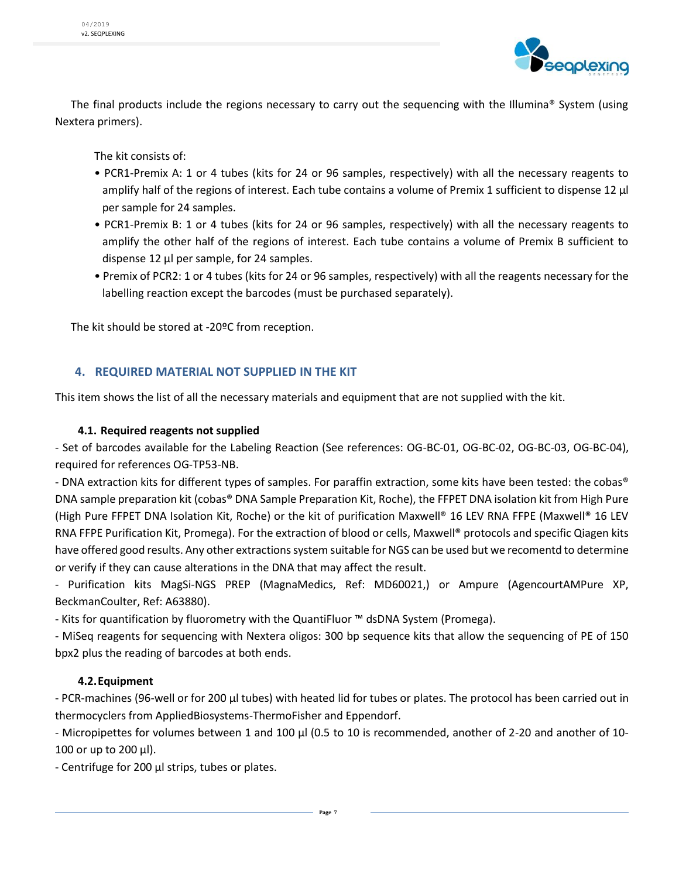The final products include the regions necessary to carry out the sequencing with the Illumina® System (using Nextera primers).

The kit consists of:

- PCR1-Premix A: 1 or 4 tubes (kits for 24 or 96 samples, respectively) with all the necessary reagents to amplify half of the regions of interest. Each tube contains a volume of Premix 1 sufficient to dispense 12 µl per sample for 24 samples.
- PCR1-Premix B: 1 or 4 tubes (kits for 24 or 96 samples, respectively) with all the necessary reagents to amplify the other half of the regions of interest. Each tube contains a volume of Premix B sufficient to dispense 12 µl per sample, for 24 samples.
- Premix of PCR2: 1 or 4 tubes (kits for 24 or 96 samples, respectively) with all the reagents necessary for the labelling reaction except the barcodes (must be purchased separately).

The kit should be stored at -20ºC from reception.

## 4. REQUIRED MATERIAL NOT SUPPLIED IN THE KIT

This item shows the list of all the necessary materials and equipment that are not supplied with the kit.

### 4.1. Required reagents not supplied

- Set of barcodes available for the Labeling Reaction (See references: OG-BC-01, OG-BC-02, OG-BC-03, OG-BC-04), required for references OG-TP53-NB.

- DNA extraction kits for different types of samples. For paraffin extraction, some kits have been tested: the cobas® DNA sample preparation kit (cobas® DNA Sample Preparation Kit, Roche), the FFPET DNA isolation kit from High Pure (High Pure FFPET DNA Isolation Kit, Roche) or the kit of purification Maxwell® 16 LEV RNA FFPE (Maxwell® 16 LEV RNA FFPE Purification Kit, Promega). For the extraction of blood or cells, Maxwell® protocols and specific Qiagen kits have offered good results. Any other extractions system suitable for NGS can be used but we recomentd to determine or verify if they can cause alterations in the DNA that may affect the result.

- Purification kits MagSi-NGS PREP (MagnaMedics, Ref: MD60021,) or Ampure (AgencourtAMPure XP, BeckmanCoulter, Ref: A63880).

- Kits for quantification by fluorometry with the QuantiFluor ™ dsDNA System (Promega).

- MiSeq reagents for sequencing with Nextera oligos: 300 bp sequence kits that allow the sequencing of PE of 150 bpx2 plus the reading of barcodes at both ends.

### 4.2. Equipment

- PCR-machines (96-well or for 200 µl tubes) with heated lid for tubes or plates. The protocol has been carried out in thermocyclers from AppliedBiosystems-ThermoFisher and Eppendorf.

- Micropipettes for volumes between 1 and 100 µl (0.5 to 10 is recommended, another of 2-20 and another of 10-100 or up to 200 µl).

- Centrifuge for 200 µl strips, tubes or plates.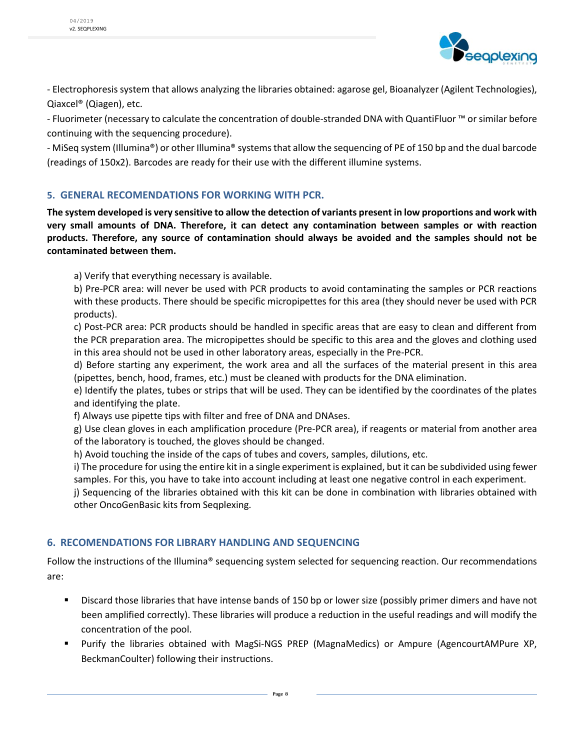- Electrophoresis system that allows analyzing the libraries obtained: agarose gel, Bioanalyzer (Agilent Technologies), Qiaxcel® (Qiagen), etc.

- Fluorimeter (necessary to calculate the concentration of double-stranded DNA with QuantiFluor ™ or similar before continuing with the sequencing procedure).

- MiSeq system (Illumina®) or other Illumina® systems that allow the sequencing of PE of 150 bp and the dual barcode (readings of 150x2). Barcodes are ready for their use with the different illumine systems.

## 5. GENERAL RECOMENDATIONS FOR WORKING WITH PCR.

**The system developed is very sensitive to allow the detection of variants present in low proportions and work with very small amounts of DNA. Therefore, it can detect any contamination between samples or with reaction products. Therefore, any source of contamination should always be avoided and the samples should not be contaminated between them.**

a) Verify that everything necessary is available.

b) Pre-PCR area: will never be used with PCR products to avoid contaminating the samples or PCR reactions with these products. There should be specific micropipettes for this area (they should never be used with PCR products).

c) Post-PCR area: PCR products should be handled in specific areas that are easy to clean and different from the PCR preparation area. The micropipettes should be specific to this area and the gloves and clothing used in this area should not be used in other laboratory areas, especially in the Pre-PCR.

d) Before starting any experiment, the work area and all the surfaces of the material present in this area (pipettes, bench, hood, frames, etc.) must be cleaned with products for the DNA elimination.

e) Identify the plates, tubes or strips that will be used. They can be identified by the coordinates of the plates and identifying the plate.

f) Always use pipette tips with filter and free of DNA and DNAses.

g) Use clean gloves in each amplification procedure (Pre-PCR area), if reagents or material from another area of the laboratory is touched, the gloves should be changed.

h) Avoid touching the inside of the caps of tubes and covers, samples, dilutions, etc.

i) The procedure for using the entire kit in a single experiment is explained, but it can be subdivided using fewer samples. For this, you have to take into account including at least one negative control in each experiment.

j) Sequencing of the libraries obtained with this kit can be done in combination with libraries obtained with other OncoGenBasic kits from Seqplexing.

## 6. RECOMENDATIONS FOR LIBRARY HANDLING AND SEQUENCING

Follow the instructions of the Illumina® sequencing system selected for sequencing reaction. Our recommendations are:

- Discard those libraries that have intense bands of 150 bp or lower size (possibly primer dimers and have not been amplified correctly). These libraries will produce a reduction in the useful readings and will modify the concentration of the pool.
- Purify the libraries obtained with MagSi-NGS PREP (MagnaMedics) or Ampure (AgencourtAMPure XP, BeckmanCoulter) following their instructions.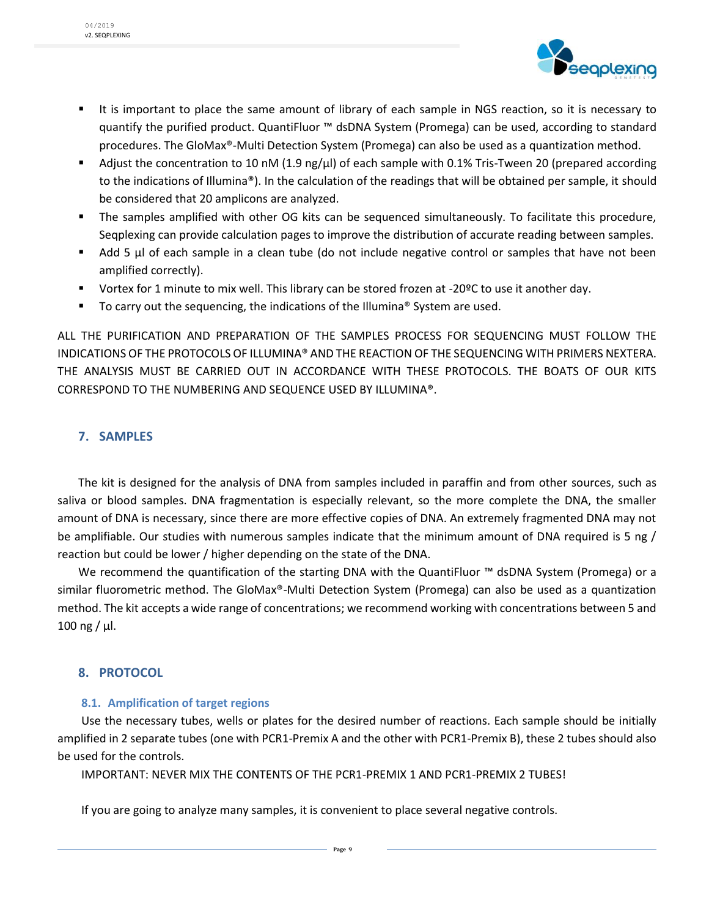- It is important to place the same amount of library of each sample in NGS reaction, so it is necessary to quantify the purified product. QuantiFluor ™ dsDNA System (Promega) can be used, according to standard procedures. The GloMax®-Multi Detection System (Promega) can also be used as a quantization method.
- Adjust the concentration to 10 nM (1.9 ng/µl) of each sample with 0.1% Tris-Tween 20 (prepared according to the indications of Illumina®). In the calculation of the readings that will be obtained per sample, it should be considered that 20 amplicons are analyzed.
- The samples amplified with other OG kits can be sequenced simultaneously. To facilitate this procedure, Seqplexing can provide calculation pages to improve the distribution of accurate reading between samples.
- Add 5 µl of each sample in a clean tube (do not include negative control or samples that have not been amplified correctly).
- Vortex for 1 minute to mix well. This library can be stored frozen at -20ºC to use it another day.
- To carry out the sequencing, the indications of the Illumina® System are used.

ALL THE PURIFICATION AND PREPARATION OF THE SAMPLES PROCESS FOR SEQUENCING MUST FOLLOW THE INDICATIONS OF THE PROTOCOLS OF ILLUMINA® AND THE REACTION OF THE SEQUENCING WITH PRIMERS NEXTERA. THE ANALYSIS MUST BE CARRIED OUT IN ACCORDANCE WITH THESE PROTOCOLS. THE BOATS OF OUR KITS CORRESPOND TO THE NUMBERING AND SEQUENCE USED BY ILLUMINA®.

## 7. SAMPLES

The kit is designed for the analysis of DNA from samples included in paraffin and from other sources, such as saliva or blood samples. DNA fragmentation is especially relevant, so the more complete the DNA, the smaller amount of DNA is necessary, since there are more effective copies of DNA. An extremely fragmented DNA may not be amplifiable. Our studies with numerous samples indicate that the minimum amount of DNA required is 5 ng / reaction but could be lower / higher depending on the state of the DNA.

We recommend the quantification of the starting DNA with the QuantiFluor ™ dsDNA System (Promega) or a similar fluorometric method. The GloMax®-Multi Detection System (Promega) can also be used as a quantization method. The kit accepts a wide range of concentrations; we recommend working with concentrations between 5 and 100 ng / µl.

## 8. PROTOCOL

### 8.1. Amplification of target regions

Use the necessary tubes, wells or plates for the desired number of reactions. Each sample should be initially amplified in 2 separate tubes (one with PCR1-Premix A and the other with PCR1-Premix B), these 2 tubes should also be used for the controls.

IMPORTANT: NEVER MIX THE CONTENTS OF THE PCR1-PREMIX 1 AND PCR1-PREMIX 2 TUBES!

If you are going to analyze many samples, it is convenient to place several negative controls.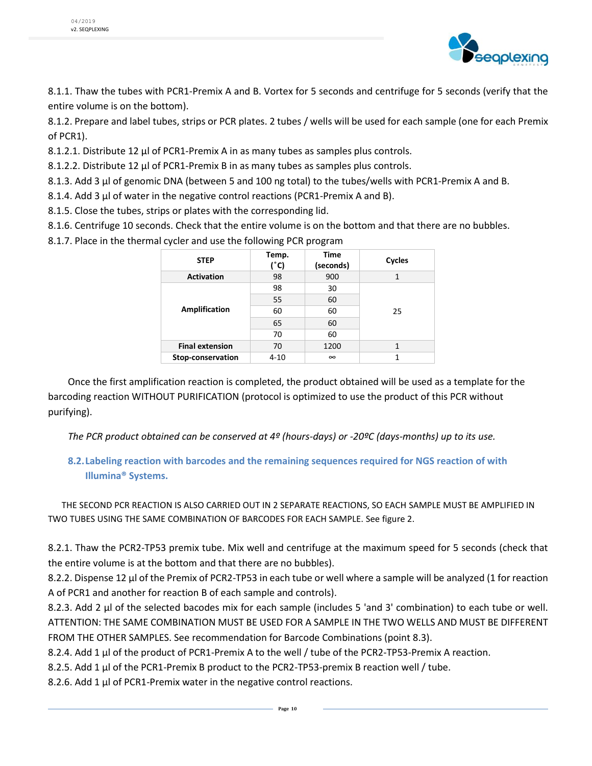8.1.1. Thaw the tubes with PCR1-Premix A and B. Vortex for 5 seconds and centrifuge for 5 seconds (verify that the entire volume is on the bottom).

8.1.2. Prepare and label tubes, strips or PCR plates. 2 tubes / wells will be used for each sample (one for each Premix of PCR1).

8.1.2.1. Distribute 12 µl of PCR1-Premix A in as many tubes as samples plus controls.

8.1.2.2. Distribute 12 µl of PCR1-Premix B in as many tubes as samples plus controls.

8.1.3. Add 3 µl of genomic DNA (between 5 and 100 ng total) to the tubes/wells with PCR1-Premix A and B.

8.1.4. Add 3 µl of water in the negative control reactions (PCR1-Premix A and B).

8.1.5. Close the tubes, strips or plates with the corresponding lid.

8.1.6. Centrifuge 10 seconds. Check that the entire volume is on the bottom and that there are no bubbles.

8.1.7. Place in the thermal cycler and use the following PCR program

| STEP | Temp. (˚C) | Time (seconds) | Cycles |
|---|---|---|---|
| **Activation** | 98 | 900 | 1 |
| **Amplification** | 98 | 30 | 25 |
| | 55 | 60 | |
| | 60 | 60 | |
| | 65 | 60 | |
| | 70 | 60 | |
| **Final extension** | 70 | 1200 | 1 |
| **Stop-conservation** | 4-10 | ∞ | 1 |

Once the first amplification reaction is completed, the product obtained will be used as a template for the barcoding reaction WITHOUT PURIFICATION (protocol is optimized to use the product of this PCR without purifying).

*The PCR product obtained can be conserved at 4º (hours-days) or -20ºC (days-months) up to its use.*

## 8.2. Labeling reaction with barcodes and the remaining sequences required for NGS reaction of with Illumina® Systems.

THE SECOND PCR REACTION IS ALSO CARRIED OUT IN 2 SEPARATE REACTIONS, SO EACH SAMPLE MUST BE AMPLIFIED IN TWO TUBES USING THE SAME COMBINATION OF BARCODES FOR EACH SAMPLE. See figure 2.

8.2.1. Thaw the PCR2-TP53 premix tube. Mix well and centrifuge at the maximum speed for 5 seconds (check that the entire volume is at the bottom and that there are no bubbles).

8.2.2. Dispense 12 µl of the Premix of PCR2-TP53 in each tube or well where a sample will be analyzed (1 for reaction A of PCR1 and another for reaction B of each sample and controls).

8.2.3. Add 2 µl of the selected bacodes mix for each sample (includes 5 'and 3' combination) to each tube or well. ATTENTION: THE SAME COMBINATION MUST BE USED FOR A SAMPLE IN THE TWO WELLS AND MUST BE DIFFERENT FROM THE OTHER SAMPLES. See recommendation for Barcode Combinations (point 8.3).

8.2.4. Add 1 µl of the product of PCR1-Premix A to the well / tube of the PCR2-TP53-Premix A reaction.

8.2.5. Add 1 µl of the PCR1-Premix B product to the PCR2-TP53-premix B reaction well / tube.

8.2.6. Add 1 µl of PCR1-Premix water in the negative control reactions.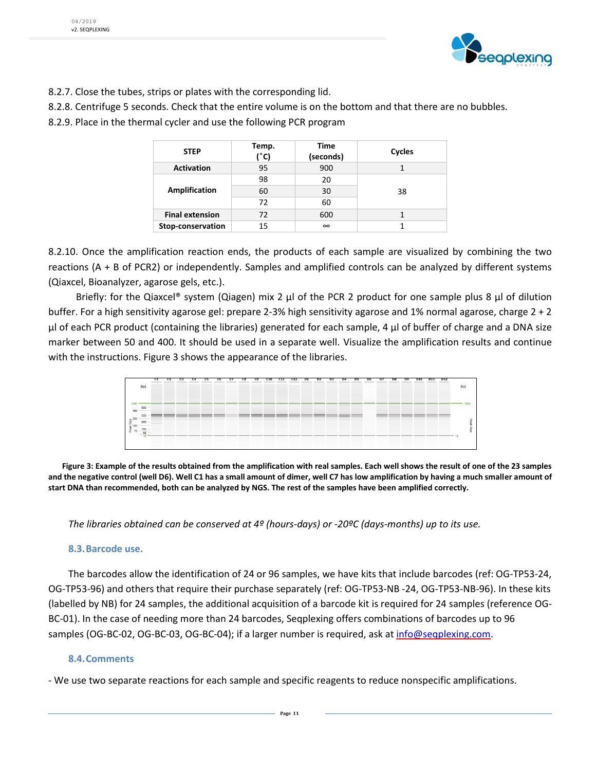8.2.7. Close the tubes, strips or plates with the corresponding lid.

8.2.8. Centrifuge 5 seconds. Check that the entire volume is on the bottom and that there are no bubbles.

8.2.9. Place in the thermal cycler and use the following PCR program

| STEP | Temp. (˚C) | Time (seconds) | Cycles |
|---|---|---|---|
| Activation | 95 | 900 | 1 |
| Amplification | 98 | 20 | 38 |
| | 60 | 30 | |
| | 72 | 60 | |
| Final extension | 72 | 600 | 1 |
| Stop-conservation | 15 | ∞ | 1 |

8.2.10. Once the amplification reaction ends, the products of each sample are visualized by combining the two reactions (A + B of PCR2) or independently. Samples and amplified controls can be analyzed by different systems (Qiaxcel, Bioanalyzer, agarose gels, etc.).

Briefly: for the Qiaxcel® system (Qiagen) mix 2 µl of the PCR 2 product for one sample plus 8 µl of dilution buffer. For a high sensitivity agarose gel: prepare 2-3% high sensitivity agarose and 1% normal agarose, charge 2 + 2 µl of each PCR product (containing the libraries) generated for each sample, 4 µl of buffer of charge and a DNA size marker between 50 and 400. It should be used in a separate well. Visualize the amplification results and continue with the instructions. Figure 3 shows the appearance of the libraries.

**Figure 3: Example of the results obtained from the amplification with real samples. Each well shows the result of one of the 23 samples and the negative control (well D6). Well C1 has a small amount of dimer, well C7 has low amplification by having a much smaller amount of start DNA than recommended, both can be analyzed by NGS. The rest of the samples have been amplified correctly.**

*The libraries obtained can be conserved at 4º (hours-days) or -20ºC (days-months) up to its use.*

### 8.3. Barcode use.

The barcodes allow the identification of 24 or 96 samples, we have kits that include barcodes (ref: OG-TP53-24, OG-TP53-96) and others that require their purchase separately (ref: OG-TP53-NB -24, OG-TP53-NB-96). In these kits (labelled by NB) for 24 samples, the additional acquisition of a barcode kit is required for 24 samples (reference OG-BC-01). In the case of needing more than 24 barcodes, Seqplexing offers combinations of barcodes up to 96 samples (OG-BC-02, OG-BC-03, OG-BC-04); if a larger number is required, ask at info@seqplexing.com.

### 8.4. Comments

- We use two separate reactions for each sample and specific reagents to reduce nonspecific amplifications.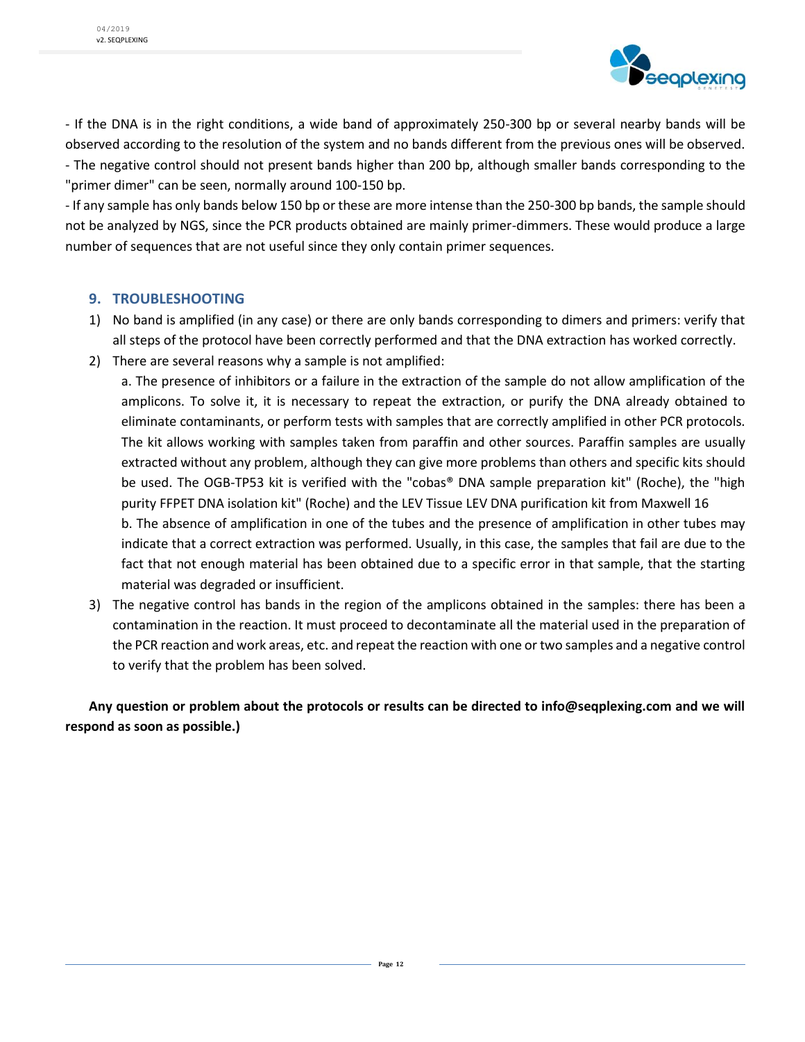- If the DNA is in the right conditions, a wide band of approximately 250-300 bp or several nearby bands will be observed according to the resolution of the system and no bands different from the previous ones will be observed.
- The negative control should not present bands higher than 200 bp, although smaller bands corresponding to the "primer dimer" can be seen, normally around 100-150 bp.
- If any sample has only bands below 150 bp or these are more intense than the 250-300 bp bands, the sample should not be analyzed by NGS, since the PCR products obtained are mainly primer-dimmers. These would produce a large number of sequences that are not useful since they only contain primer sequences.

## 9. TROUBLESHOOTING

1) No band is amplified (in any case) or there are only bands corresponding to dimers and primers: verify that all steps of the protocol have been correctly performed and that the DNA extraction has worked correctly.
2) There are several reasons why a sample is not amplified:

   a. The presence of inhibitors or a failure in the extraction of the sample do not allow amplification of the amplicons. To solve it, it is necessary to repeat the extraction, or purify the DNA already obtained to eliminate contaminants, or perform tests with samples that are correctly amplified in other PCR protocols. The kit allows working with samples taken from paraffin and other sources. Paraffin samples are usually extracted without any problem, although they can give more problems than others and specific kits should be used. The OGB-TP53 kit is verified with the "cobas® DNA sample preparation kit" (Roche), the "high purity FFPET DNA isolation kit" (Roche) and the LEV Tissue LEV DNA purification kit from Maxwell 16

   b. The absence of amplification in one of the tubes and the presence of amplification in other tubes may indicate that a correct extraction was performed. Usually, in this case, the samples that fail are due to the fact that not enough material has been obtained due to a specific error in that sample, that the starting material was degraded or insufficient.
3) The negative control has bands in the region of the amplicons obtained in the samples: there has been a contamination in the reaction. It must proceed to decontaminate all the material used in the preparation of the PCR reaction and work areas, etc. and repeat the reaction with one or two samples and a negative control to verify that the problem has been solved.

**Any question or problem about the protocols or results can be directed to info@seqplexing.com and we will respond as soon as possible.)**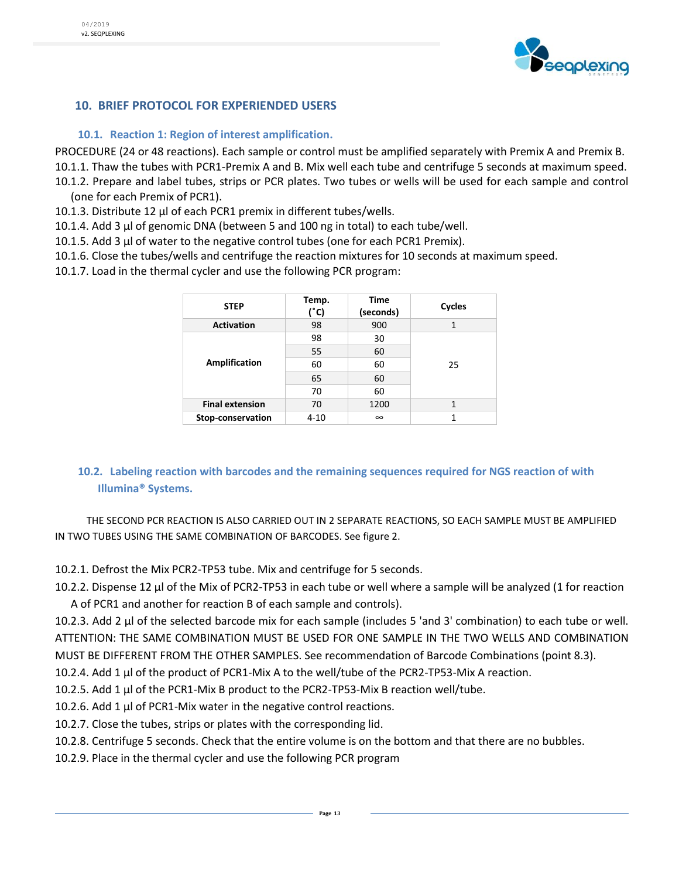## 10. BRIEF PROTOCOL FOR EXPERIENDED USERS

### 10.1. Reaction 1: Region of interest amplification.

PROCEDURE (24 or 48 reactions). Each sample or control must be amplified separately with Premix A and Premix B.

10.1.1. Thaw the tubes with PCR1-Premix A and B. Mix well each tube and centrifuge 5 seconds at maximum speed.

10.1.2. Prepare and label tubes, strips or PCR plates. Two tubes or wells will be used for each sample and control (one for each Premix of PCR1).

10.1.3. Distribute 12 µl of each PCR1 premix in different tubes/wells.

10.1.4. Add 3 µl of genomic DNA (between 5 and 100 ng in total) to each tube/well.

10.1.5. Add 3 µl of water to the negative control tubes (one for each PCR1 Premix).

10.1.6. Close the tubes/wells and centrifuge the reaction mixtures for 10 seconds at maximum speed.

10.1.7. Load in the thermal cycler and use the following PCR program:

| STEP | Temp. (˚C) | Time (seconds) | Cycles |
|---|---|---|---|
| Activation | 98 | 900 | 1 |
| Amplification | 98 | 30 | 25 |
| | 55 | 60 | |
| | 60 | 60 | |
| | 65 | 60 | |
| | 70 | 60 | |
| Final extension | 70 | 1200 | 1 |
| Stop-conservation | 4-10 | ∞ | 1 |

### 10.2. Labeling reaction with barcodes and the remaining sequences required for NGS reaction of with Illumina® Systems.

THE SECOND PCR REACTION IS ALSO CARRIED OUT IN 2 SEPARATE REACTIONS, SO EACH SAMPLE MUST BE AMPLIFIED IN TWO TUBES USING THE SAME COMBINATION OF BARCODES. See figure 2.

10.2.1. Defrost the Mix PCR2-TP53 tube. Mix and centrifuge for 5 seconds.

10.2.2. Dispense 12 µl of the Mix of PCR2-TP53 in each tube or well where a sample will be analyzed (1 for reaction A of PCR1 and another for reaction B of each sample and controls).

10.2.3. Add 2 µl of the selected barcode mix for each sample (includes 5 'and 3' combination) to each tube or well. ATTENTION: THE SAME COMBINATION MUST BE USED FOR ONE SAMPLE IN THE TWO WELLS AND COMBINATION MUST BE DIFFERENT FROM THE OTHER SAMPLES. See recommendation of Barcode Combinations (point 8.3).

10.2.4. Add 1 µl of the product of PCR1-Mix A to the well/tube of the PCR2-TP53-Mix A reaction.

10.2.5. Add 1 µl of the PCR1-Mix B product to the PCR2-TP53-Mix B reaction well/tube.

10.2.6. Add 1 µl of PCR1-Mix water in the negative control reactions.

10.2.7. Close the tubes, strips or plates with the corresponding lid.

10.2.8. Centrifuge 5 seconds. Check that the entire volume is on the bottom and that there are no bubbles.

10.2.9. Place in the thermal cycler and use the following PCR program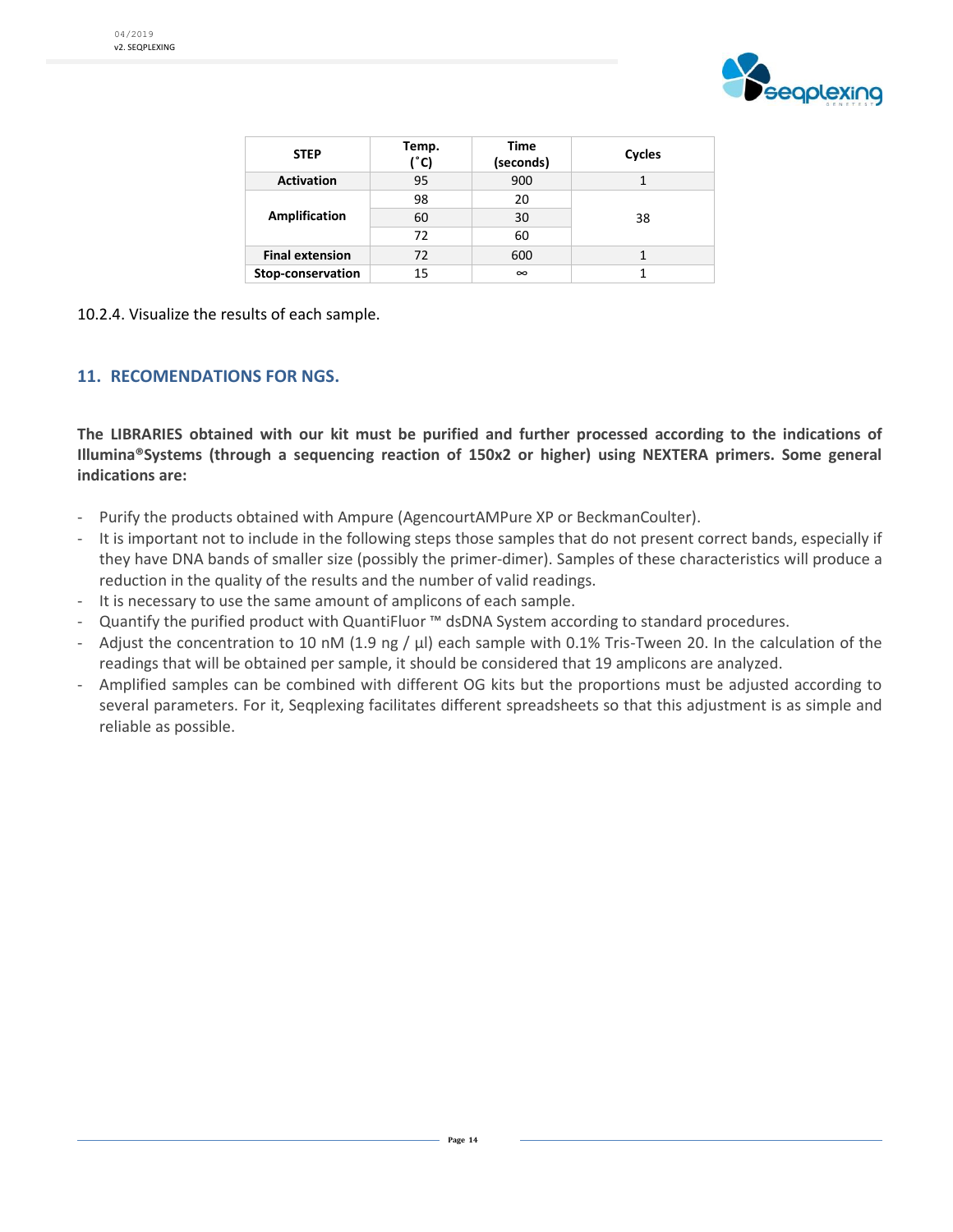| STEP | Temp. (˚C) | Time (seconds) | Cycles |
|---|---|---|---|
| **Activation** | 95 | 900 | 1 |
| **Amplification** | 98 | 20 | 38 |
| | 60 | 30 | |
| | 72 | 60 | |
| **Final extension** | 72 | 600 | 1 |
| **Stop-conservation** | 15 | ∞ | 1 |

10.2.4. Visualize the results of each sample.

## 11. RECOMENDATIONS FOR NGS.

**The LIBRARIES obtained with our kit must be purified and further processed according to the indications of Illumina®Systems (through a sequencing reaction of 150x2 or higher) using NEXTERA primers. Some general indications are:**

- Purify the products obtained with Ampure (AgencourtAMPure XP or BeckmanCoulter).
- It is important not to include in the following steps those samples that do not present correct bands, especially if they have DNA bands of smaller size (possibly the primer-dimer). Samples of these characteristics will produce a reduction in the quality of the results and the number of valid readings.
- It is necessary to use the same amount of amplicons of each sample.
- Quantify the purified product with QuantiFluor ™ dsDNA System according to standard procedures.
- Adjust the concentration to 10 nM (1.9 ng / µl) each sample with 0.1% Tris-Tween 20. In the calculation of the readings that will be obtained per sample, it should be considered that 19 amplicons are analyzed.
- Amplified samples can be combined with different OG kits but the proportions must be adjusted according to several parameters. For it, Seqplexing facilitates different spreadsheets so that this adjustment is as simple and reliable as possible.